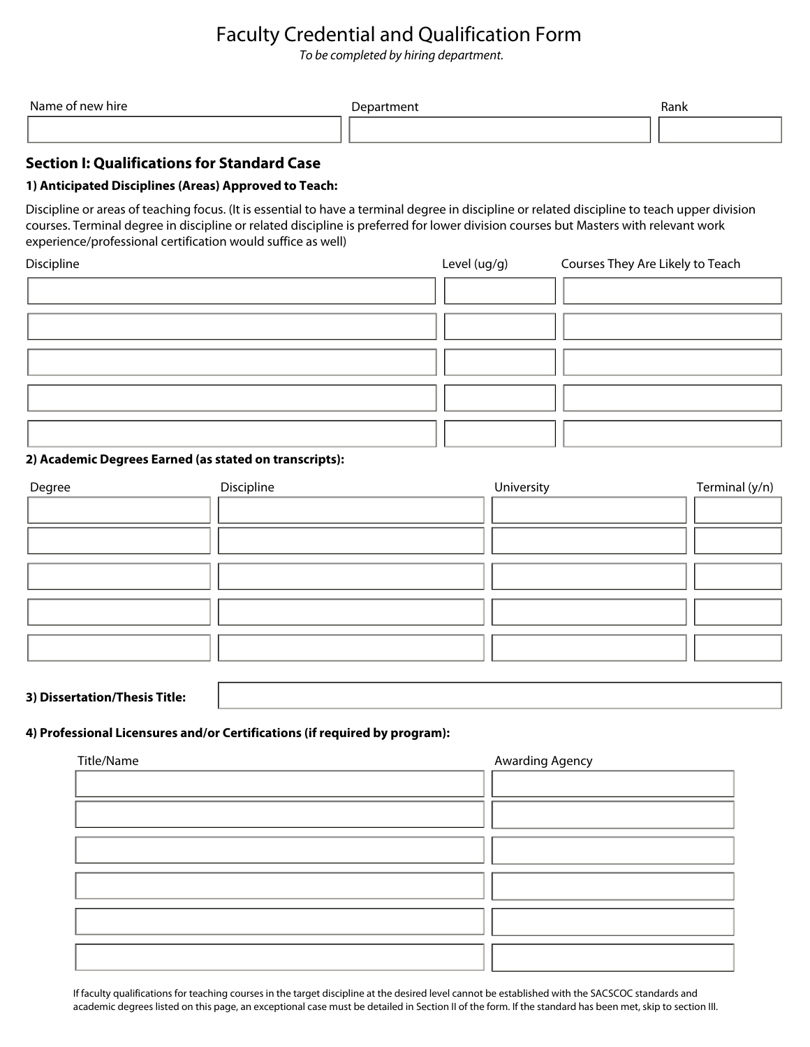# Faculty Credential and Qualification Form

*To be completed by hiring department.*

| Name of new hire | Department | Rank |
| --- | --- | --- |
| | | |

## Section I: Qualifications for Standard Case

### 1) Anticipated Disciplines (Areas) Approved to Teach:

Discipline or areas of teaching focus. (It is essential to have a terminal degree in discipline or related discipline to teach upper division courses. Terminal degree in discipline or related discipline is preferred for lower division courses but Masters with relevant work experience/professional certification would suffice as well)

| Discipline | Level (ug/g) | Courses They Are Likely to Teach |
| --- | --- | --- |
| | | |
| | | |
| | | |
| | | |
| | | |

### 2) Academic Degrees Earned (as stated on transcripts):

| Degree | Discipline | University | Terminal (y/n) |
| --- | --- | --- | --- |
| | | | |
| | | | |
| | | | |
| | | | |
| | | | |

### 3) Dissertation/Thesis Title:

### 4) Professional Licensures and/or Certifications (if required by program):

| Title/Name | Awarding Agency |
| --- | --- |
| | |
| | |
| | |
| | |
| | |
| | |

If faculty qualifications for teaching courses in the target discipline at the desired level cannot be established with the SACSCOC standards and academic degrees listed on this page, an exceptional case must be detailed in Section II of the form. If the standard has been met, skip to section III.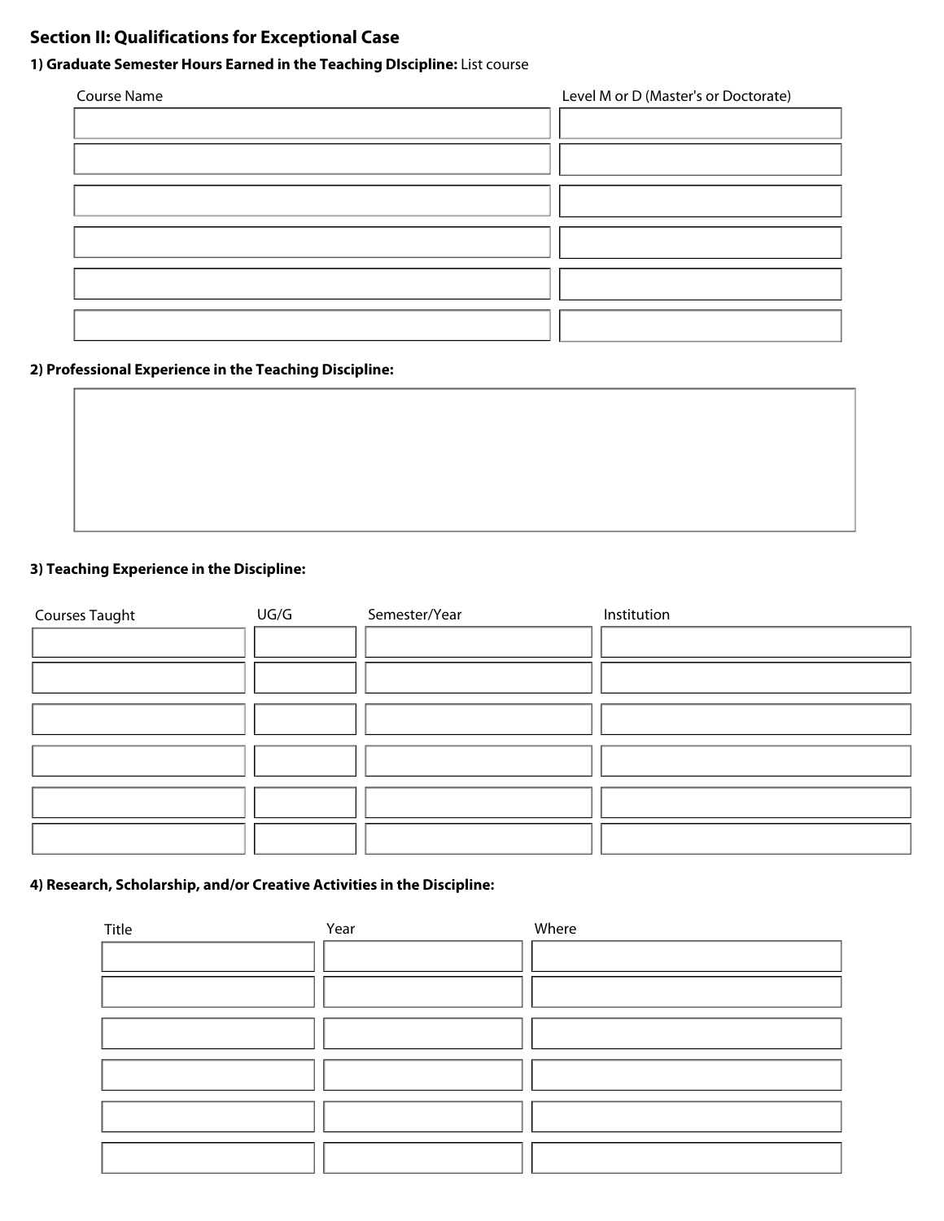## Section II: Qualifications for Exceptional Case

**1) Graduate Semester Hours Earned in the Teaching DIscipline:** List course

| Course Name | Level M or D (Master's or Doctorate) |
| --- | --- |
| | |
| | |
| | |
| | |
| | |
| | |

**2) Professional Experience in the Teaching Discipline:**

**3) Teaching Experience in the Discipline:**

| Courses Taught | UG/G | Semester/Year | Institution |
| --- | --- | --- | --- |
| | | | |
| | | | |
| | | | |
| | | | |
| | | | |
| | | | |

**4) Research, Scholarship, and/or Creative Activities in the Discipline:**

| Title | Year | Where |
| --- | --- | --- |
| | | |
| | | |
| | | |
| | | |
| | | |
| | | |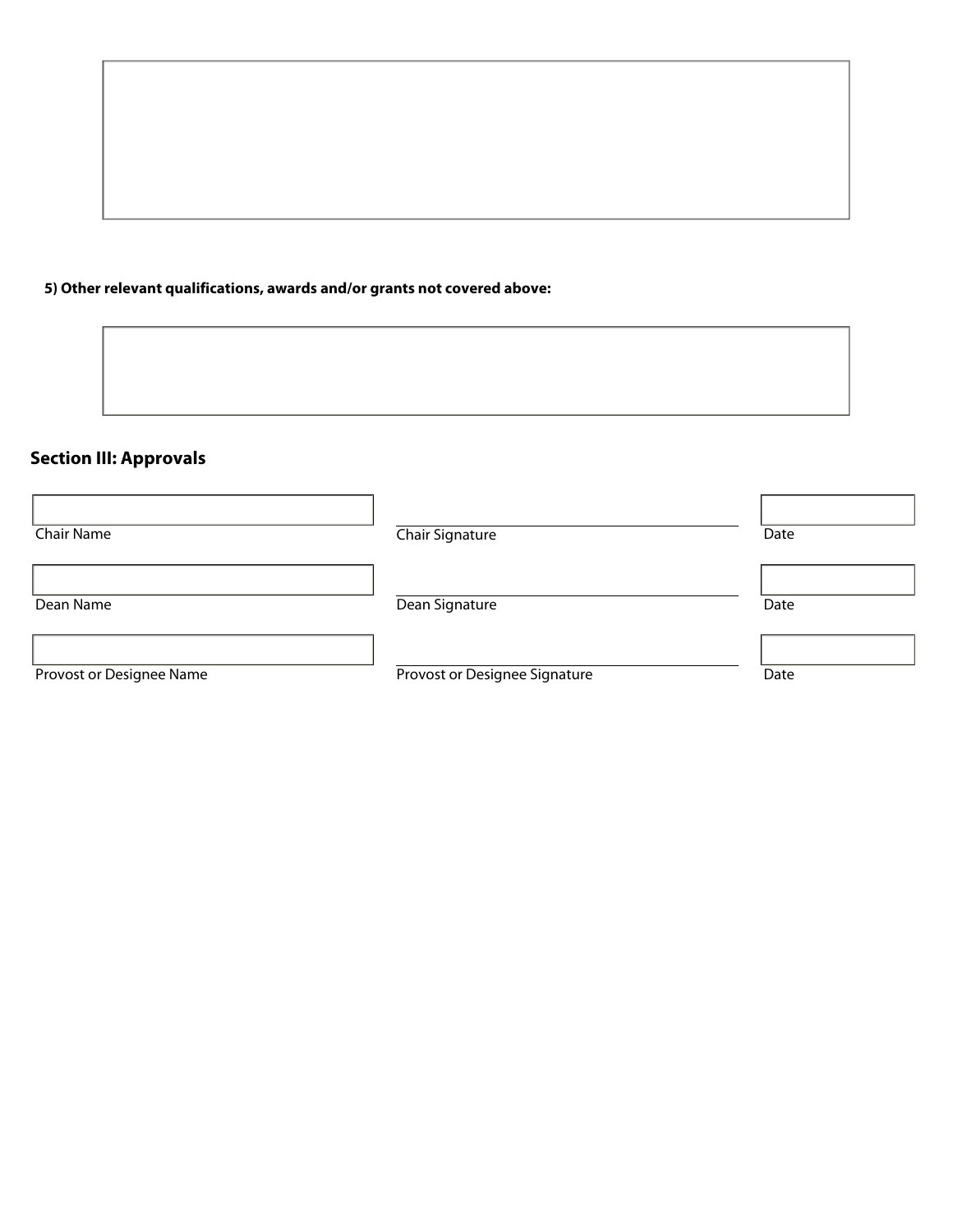**5) Other relevant qualifications, awards and/or grants not covered above:**

## Section III: Approvals

| | | |
|---|---|---|
| Chair Name | Chair Signature | Date |
| Dean Name | Dean Signature | Date |
| Provost or Designee Name | Provost or Designee Signature | Date |